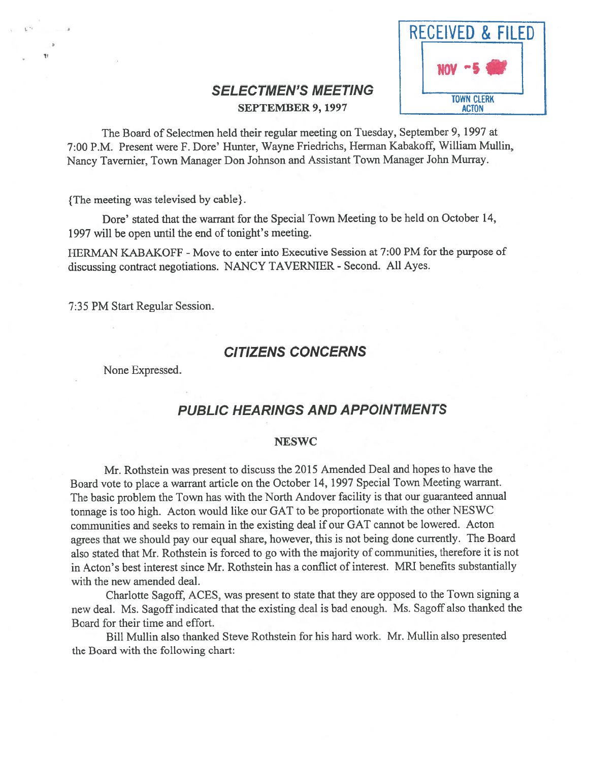RECEIVED & FILED

NOV -5

TOWN CLERK
ACTON

# SELECTMEN'S MEETING

**SEPTEMBER 9, 1997**

The Board of Selectmen held their regular meeting on Tuesday, September 9, 1997 at 7:00 P.M. Present were F. Dore' Hunter, Wayne Friedrichs, Herman Kabakoff, William Mullin, Nancy Tavernier, Town Manager Don Johnson and Assistant Town Manager John Murray.

{The meeting was televised by cable}.

Dore' stated that the warrant for the Special Town Meeting to be held on October 14, 1997 will be open until the end of tonight's meeting.

HERMAN KABAKOFF - Move to enter into Executive Session at 7:00 PM for the purpose of discussing contract negotiations. NANCY TAVERNIER - Second. All Ayes.

7:35 PM Start Regular Session.

## CITIZENS CONCERNS

None Expressed.

## PUBLIC HEARINGS AND APPOINTMENTS

### NESWC

Mr. Rothstein was present to discuss the 2015 Amended Deal and hopes to have the Board vote to place a warrant article on the October 14, 1997 Special Town Meeting warrant. The basic problem the Town has with the North Andover facility is that our guaranteed annual tonnage is too high. Acton would like our GAT to be proportionate with the other NESWC communities and seeks to remain in the existing deal if our GAT cannot be lowered. Acton agrees that we should pay our equal share, however, this is not being done currently. The Board also stated that Mr. Rothstein is forced to go with the majority of communities, therefore it is not in Acton's best interest since Mr. Rothstein has a conflict of interest. MRI benefits substantially with the new amended deal.

Charlotte Sagoff, ACES, was present to state that they are opposed to the Town signing a new deal. Ms. Sagoff indicated that the existing deal is bad enough. Ms. Sagoff also thanked the Board for their time and effort.

Bill Mullin also thanked Steve Rothstein for his hard work. Mr. Mullin also presented the Board with the following chart: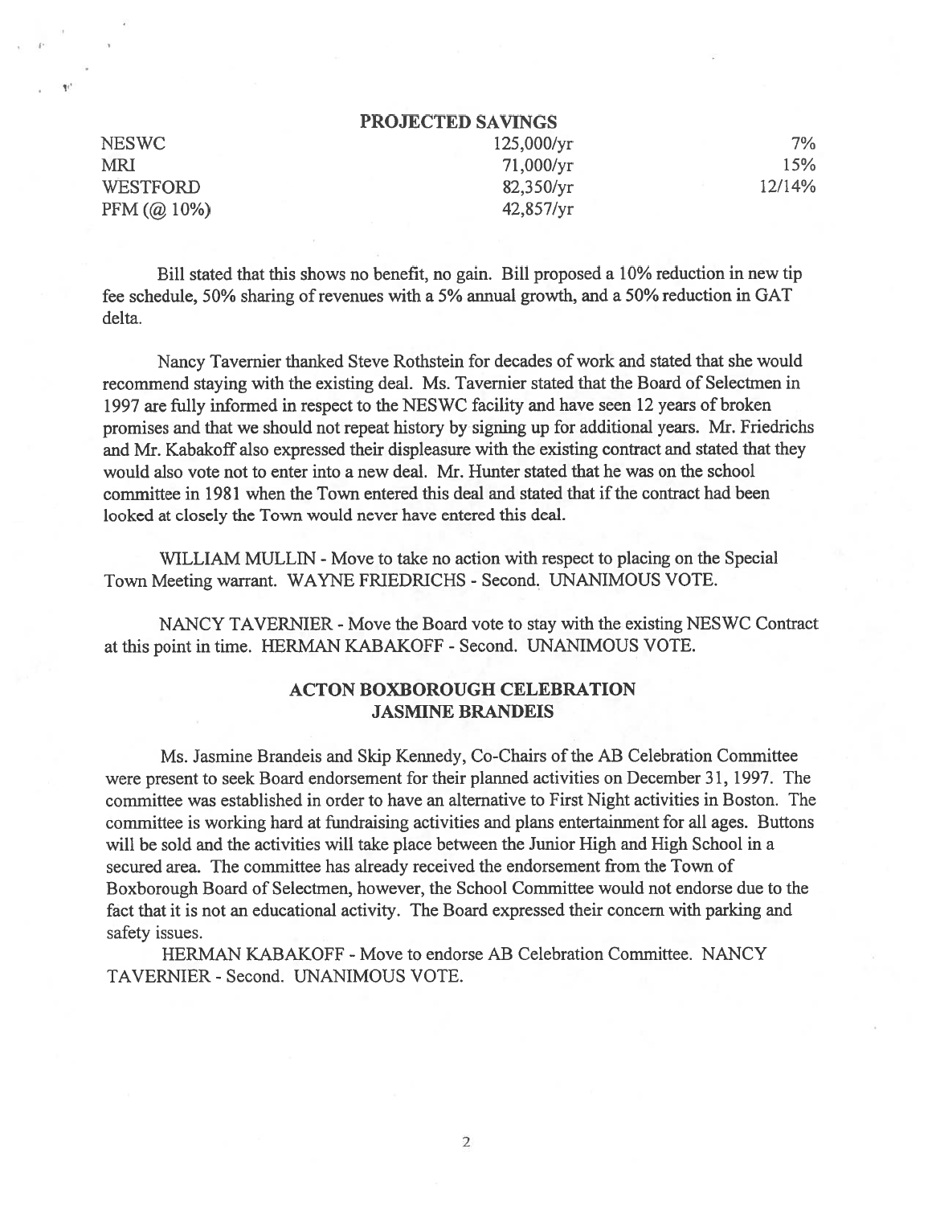## PROJECTED SAVINGS

| | | |
|---|---|---|
| NESWC | 125,000/yr | 7% |
| MRI | 71,000/yr | 15% |
| WESTFORD | 82,350/yr | 12/14% |
| PFM (@ 10%) | 42,857/yr | |

Bill stated that this shows no benefit, no gain. Bill proposed a 10% reduction in new tip fee schedule, 50% sharing of revenues with a 5% annual growth, and a 50% reduction in GAT delta.

Nancy Tavernier thanked Steve Rothstein for decades of work and stated that she would recommend staying with the existing deal. Ms. Tavernier stated that the Board of Selectmen in 1997 are fully informed in respect to the NESWC facility and have seen 12 years of broken promises and that we should not repeat history by signing up for additional years. Mr. Friedrichs and Mr. Kabakoff also expressed their displeasure with the existing contract and stated that they would also vote not to enter into a new deal. Mr. Hunter stated that he was on the school committee in 1981 when the Town entered this deal and stated that if the contract had been looked at closely the Town would never have entered this deal.

WILLIAM MULLIN - Move to take no action with respect to placing on the Special Town Meeting warrant. WAYNE FRIEDRICHS - Second. UNANIMOUS VOTE.

NANCY TAVERNIER - Move the Board vote to stay with the existing NESWC Contract at this point in time. HERMAN KABAKOFF - Second. UNANIMOUS VOTE.

## ACTON BOXBOROUGH CELEBRATION
## JASMINE BRANDEIS

Ms. Jasmine Brandeis and Skip Kennedy, Co-Chairs of the AB Celebration Committee were present to seek Board endorsement for their planned activities on December 31, 1997. The committee was established in order to have an alternative to First Night activities in Boston. The committee is working hard at fundraising activities and plans entertainment for all ages. Buttons will be sold and the activities will take place between the Junior High and High School in a secured area. The committee has already received the endorsement from the Town of Boxborough Board of Selectmen, however, the School Committee would not endorse due to the fact that it is not an educational activity. The Board expressed their concern with parking and safety issues.

HERMAN KABAKOFF - Move to endorse AB Celebration Committee. NANCY TAVERNIER - Second. UNANIMOUS VOTE.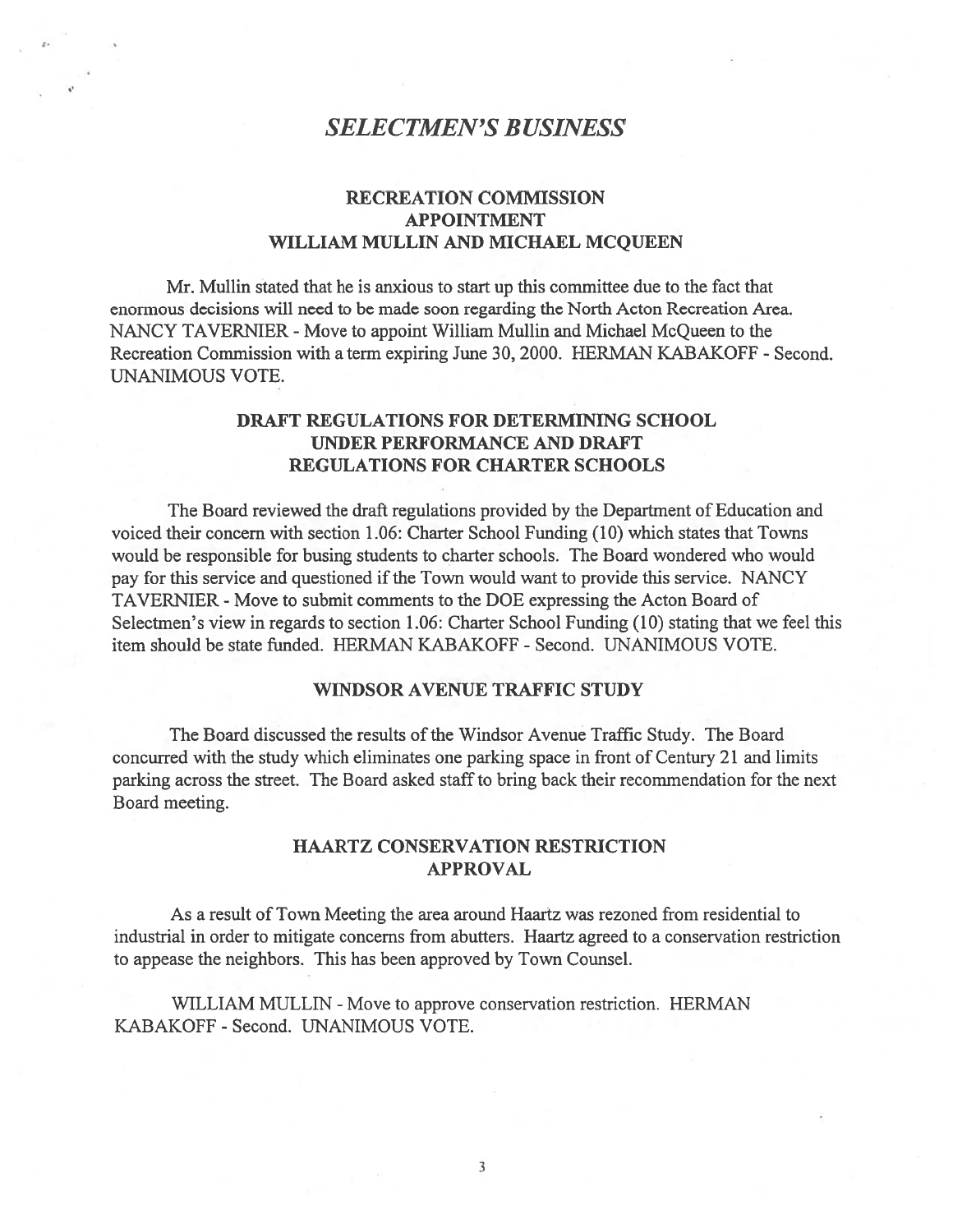# *SELECTMEN'S BUSINESS*

## RECREATION COMMISSION APPOINTMENT WILLIAM MULLIN AND MICHAEL MCQUEEN

Mr. Mullin stated that he is anxious to start up this committee due to the fact that enormous decisions will need to be made soon regarding the North Acton Recreation Area. NANCY TAVERNIER - Move to appoint William Mullin and Michael McQueen to the Recreation Commission with a term expiring June 30, 2000. HERMAN KABAKOFF - Second. UNANIMOUS VOTE.

## DRAFT REGULATIONS FOR DETERMINING SCHOOL UNDER PERFORMANCE AND DRAFT REGULATIONS FOR CHARTER SCHOOLS

The Board reviewed the draft regulations provided by the Department of Education and voiced their concern with section 1.06: Charter School Funding (10) which states that Towns would be responsible for busing students to charter schools. The Board wondered who would pay for this service and questioned if the Town would want to provide this service. NANCY TAVERNIER - Move to submit comments to the DOE expressing the Acton Board of Selectmen's view in regards to section 1.06: Charter School Funding (10) stating that we feel this item should be state funded. HERMAN KABAKOFF - Second. UNANIMOUS VOTE.

## WINDSOR AVENUE TRAFFIC STUDY

The Board discussed the results of the Windsor Avenue Traffic Study. The Board concurred with the study which eliminates one parking space in front of Century 21 and limits parking across the street. The Board asked staff to bring back their recommendation for the next Board meeting.

## HAARTZ CONSERVATION RESTRICTION APPROVAL

As a result of Town Meeting the area around Haartz was rezoned from residential to industrial in order to mitigate concerns from abutters. Haartz agreed to a conservation restriction to appease the neighbors. This has been approved by Town Counsel.

WILLIAM MULLIN - Move to approve conservation restriction. HERMAN KABAKOFF - Second. UNANIMOUS VOTE.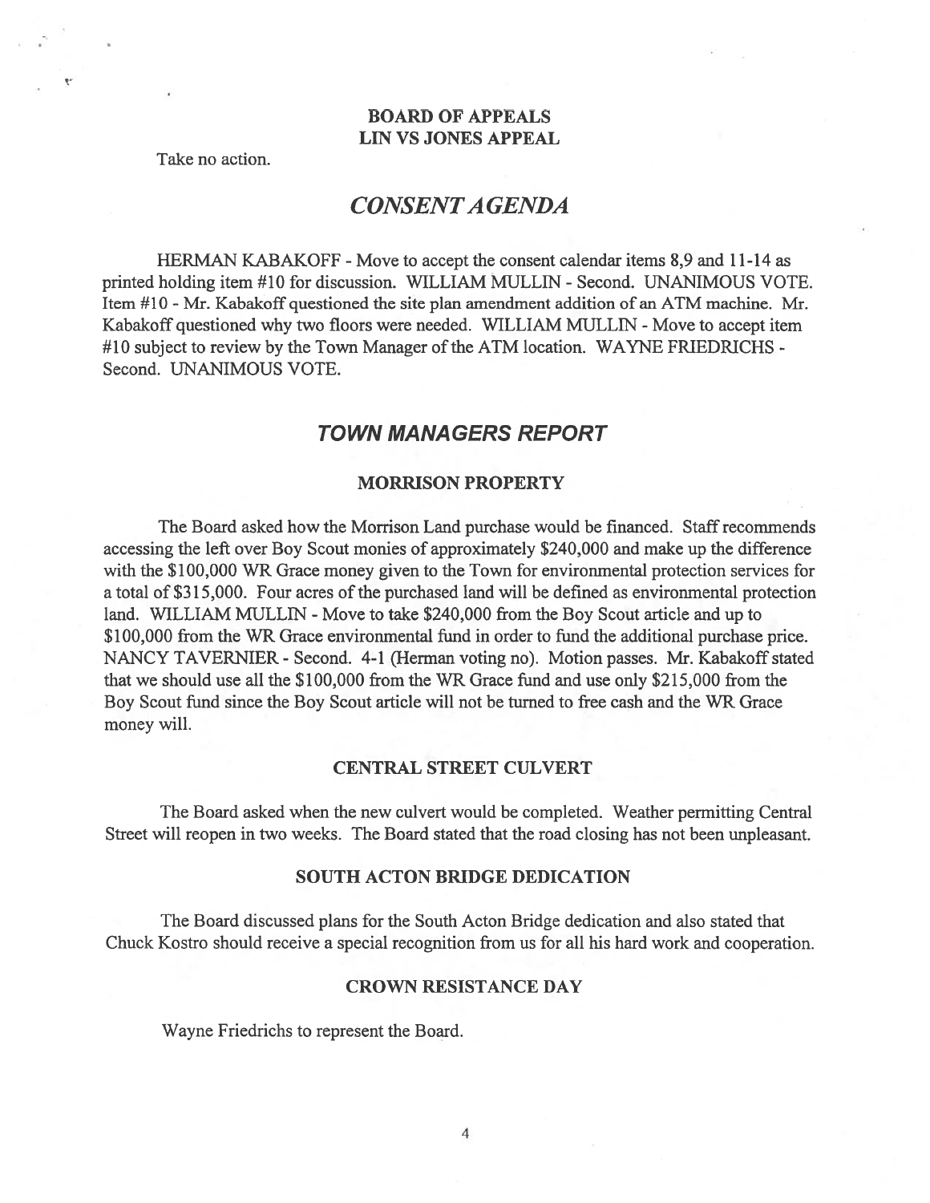### BOARD OF APPEALS
### LIN VS JONES APPEAL

Take no action.

## *CONSENT AGENDA*

HERMAN KABAKOFF - Move to accept the consent calendar items 8,9 and 11-14 as printed holding item #10 for discussion. WILLIAM MULLIN - Second. UNANIMOUS VOTE. Item #10 - Mr. Kabakoff questioned the site plan amendment addition of an ATM machine. Mr. Kabakoff questioned why two floors were needed. WILLIAM MULLIN - Move to accept item #10 subject to review by the Town Manager of the ATM location. WAYNE FRIEDRICHS - Second. UNANIMOUS VOTE.

## *TOWN MANAGERS REPORT*

### MORRISON PROPERTY

The Board asked how the Morrison Land purchase would be financed. Staff recommends accessing the left over Boy Scout monies of approximately $240,000 and make up the difference with the $100,000 WR Grace money given to the Town for environmental protection services for a total of $315,000. Four acres of the purchased land will be defined as environmental protection land. WILLIAM MULLIN - Move to take $240,000 from the Boy Scout article and up to $100,000 from the WR Grace environmental fund in order to fund the additional purchase price. NANCY TAVERNIER - Second. 4-1 (Herman voting no). Motion passes. Mr. Kabakoff stated that we should use all the $100,000 from the WR Grace fund and use only $215,000 from the Boy Scout fund since the Boy Scout article will not be turned to free cash and the WR Grace money will.

### CENTRAL STREET CULVERT

The Board asked when the new culvert would be completed. Weather permitting Central Street will reopen in two weeks. The Board stated that the road closing has not been unpleasant.

### SOUTH ACTON BRIDGE DEDICATION

The Board discussed plans for the South Acton Bridge dedication and also stated that Chuck Kostro should receive a special recognition from us for all his hard work and cooperation.

### CROWN RESISTANCE DAY

Wayne Friedrichs to represent the Board.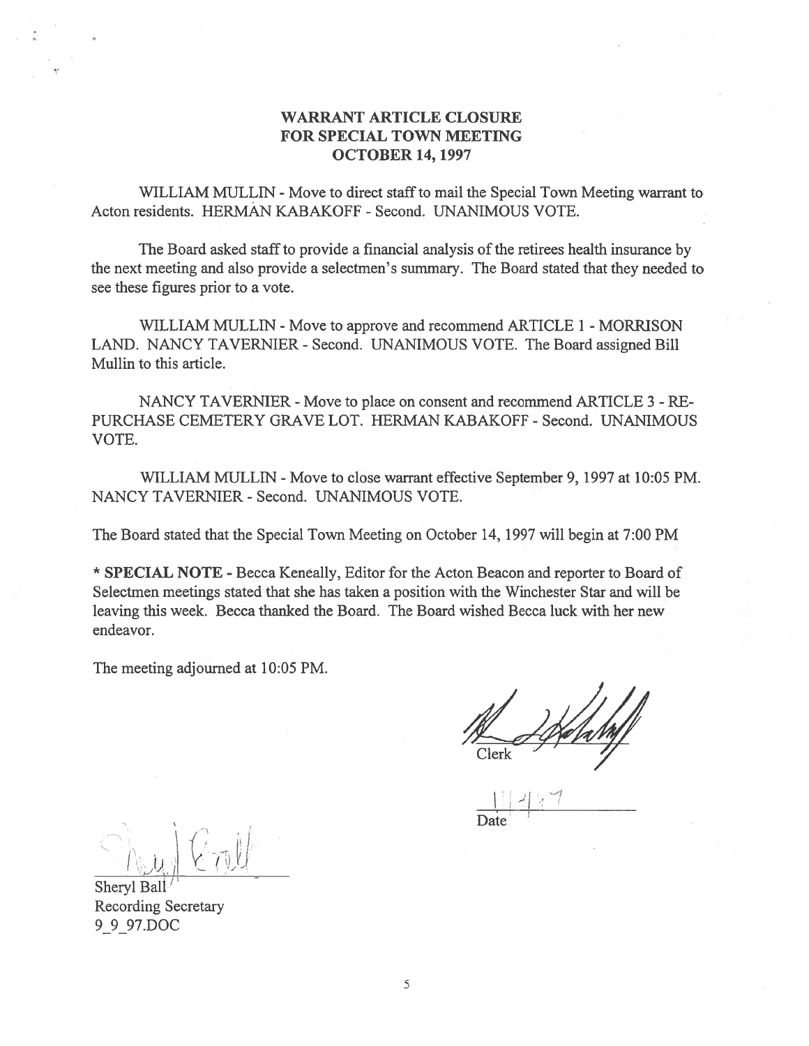## WARRANT ARTICLE CLOSURE FOR SPECIAL TOWN MEETING OCTOBER 14, 1997

WILLIAM MULLIN - Move to direct staff to mail the Special Town Meeting warrant to Acton residents. HERMAN KABAKOFF - Second. UNANIMOUS VOTE.

The Board asked staff to provide a financial analysis of the retirees health insurance by the next meeting and also provide a selectmen's summary. The Board stated that they needed to see these figures prior to a vote.

WILLIAM MULLIN - Move to approve and recommend ARTICLE 1 - MORRISON LAND. NANCY TAVERNIER - Second. UNANIMOUS VOTE. The Board assigned Bill Mullin to this article.

NANCY TAVERNIER - Move to place on consent and recommend ARTICLE 3 - RE-PURCHASE CEMETERY GRAVE LOT. HERMAN KABAKOFF - Second. UNANIMOUS VOTE.

WILLIAM MULLIN - Move to close warrant effective September 9, 1997 at 10:05 PM. NANCY TAVERNIER - Second. UNANIMOUS VOTE.

The Board stated that the Special Town Meeting on October 14, 1997 will begin at 7:00 PM

* **SPECIAL NOTE -** Becca Keneally, Editor for the Acton Beacon and reporter to Board of Selectmen meetings stated that she has taken a position with the Winchester Star and will be leaving this week. Becca thanked the Board. The Board wished Becca luck with her new endeavor.

The meeting adjourned at 10:05 PM.

Clerk

11/4/97
Date

Sheryl Ball
Recording Secretary
9_9_97.DOC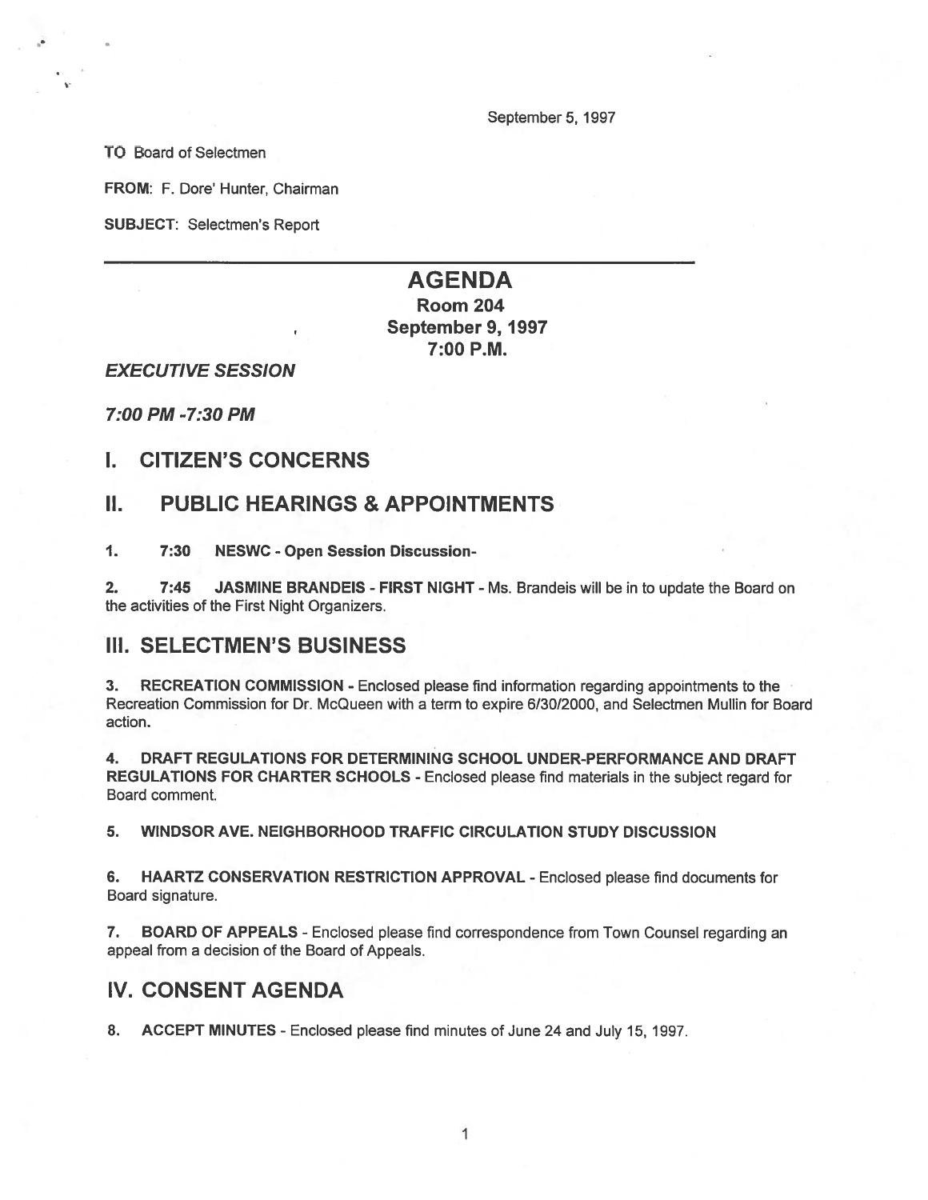September 5, 1997

**TO** Board of Selectmen

**FROM:** F. Dore' Hunter, Chairman

**SUBJECT:** Selectmen's Report

# AGENDA

## Room 204
## September 9, 1997
## 7:00 P.M.

***EXECUTIVE SESSION***

***7:00 PM -7:30 PM***

## I. CITIZEN'S CONCERNS

## II. PUBLIC HEARINGS & APPOINTMENTS

**1. 7:30 NESWC - Open Session Discussion-**

**2. 7:45 JASMINE BRANDEIS - FIRST NIGHT** - Ms. Brandeis will be in to update the Board on the activities of the First Night Organizers.

## III. SELECTMEN'S BUSINESS

**3. RECREATION COMMISSION** - Enclosed please find information regarding appointments to the Recreation Commission for Dr. McQueen with a term to expire 6/30/2000, and Selectmen Mullin for Board action.

**4. DRAFT REGULATIONS FOR DETERMINING SCHOOL UNDER-PERFORMANCE AND DRAFT REGULATIONS FOR CHARTER SCHOOLS** - Enclosed please find materials in the subject regard for Board comment.

**5. WINDSOR AVE. NEIGHBORHOOD TRAFFIC CIRCULATION STUDY DISCUSSION**

**6. HAARTZ CONSERVATION RESTRICTION APPROVAL** - Enclosed please find documents for Board signature.

**7. BOARD OF APPEALS** - Enclosed please find correspondence from Town Counsel regarding an appeal from a decision of the Board of Appeals.

## IV. CONSENT AGENDA

**8. ACCEPT MINUTES** - Enclosed please find minutes of June 24 and July 15, 1997.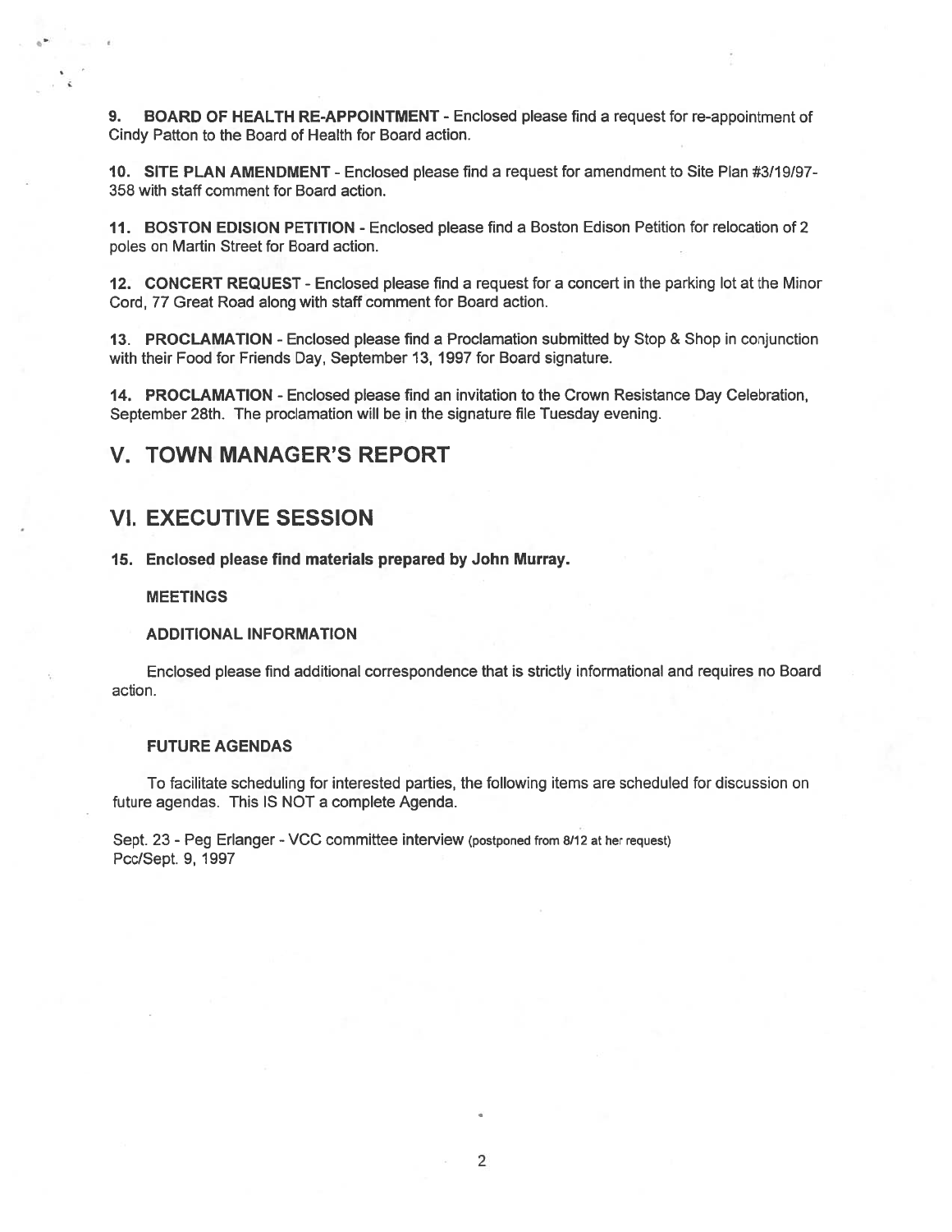**9. BOARD OF HEALTH RE-APPOINTMENT** - Enclosed please find a request for re-appointment of Cindy Patton to the Board of Health for Board action.

**10. SITE PLAN AMENDMENT** - Enclosed please find a request for amendment to Site Plan #3/19/97-358 with staff comment for Board action.

**11. BOSTON EDISION PETITION** - Enclosed please find a Boston Edison Petition for relocation of 2 poles on Martin Street for Board action.

**12. CONCERT REQUEST** - Enclosed please find a request for a concert in the parking lot at the Minor Cord, 77 Great Road along with staff comment for Board action.

**13. PROCLAMATION** - Enclosed please find a Proclamation submitted by Stop & Shop in conjunction with their Food for Friends Day, September 13, 1997 for Board signature.

**14. PROCLAMATION** - Enclosed please find an invitation to the Crown Resistance Day Celebration, September 28th. The proclamation will be in the signature file Tuesday evening.

## V. TOWN MANAGER'S REPORT

## VI. EXECUTIVE SESSION

**15. Enclosed please find materials prepared by John Murray.**

**MEETINGS**

**ADDITIONAL INFORMATION**

Enclosed please find additional correspondence that is strictly informational and requires no Board action.

**FUTURE AGENDAS**

To facilitate scheduling for interested parties, the following items are scheduled for discussion on future agendas. This IS NOT a complete Agenda.

Sept. 23 - Peg Erlanger - VCC committee interview (postponed from 8/12 at her request)
Pcc/Sept. 9, 1997